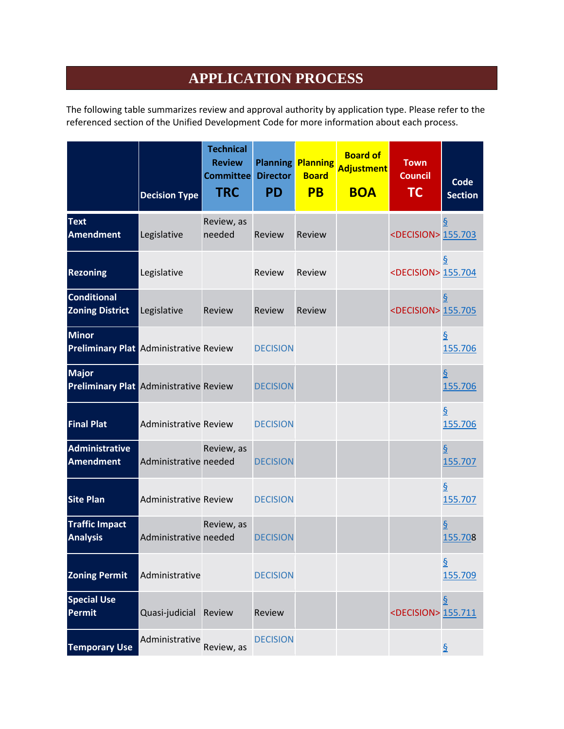# APPLICATION PROCESS

The following table summarizes review and approval authority by application type. Please refer to the referenced section of the Unified Development Code for more information about each process.

| | Decision Type | Technical Review Committee TRC | Planning Director PD | Planning Board PB | Board of Adjustment BOA | Town Council TC | Code Section |
|---|---|---|---|---|---|---|---|
| **Text Amendment** | Legislative | Review, as needed | Review | Review | | <DECISION> | § 155.703 |
| **Rezoning** | Legislative | | Review | Review | | <DECISION> | § 155.704 |
| **Conditional Zoning District** | Legislative | Review | Review | Review | | <DECISION> | § 155.705 |
| **Minor Preliminary Plat** | Administrative | Review | DECISION | | | | § 155.706 |
| **Major Preliminary Plat** | Administrative | Review | DECISION | | | | § 155.706 |
| **Final Plat** | Administrative | Review | DECISION | | | | § 155.706 |
| **Administrative Amendment** | Administrative | Review, as needed | DECISION | | | | § 155.707 |
| **Site Plan** | Administrative | Review | DECISION | | | | § 155.707 |
| **Traffic Impact Analysis** | Administrative | Review, as needed | DECISION | | | | § 155.708 |
| **Zoning Permit** | Administrative | | DECISION | | | | § 155.709 |
| **Special Use Permit** | Quasi-judicial | Review | Review | | | <DECISION> | § 155.711 |
| **Temporary Use** | Administrative | Review, as | DECISION | | | | § |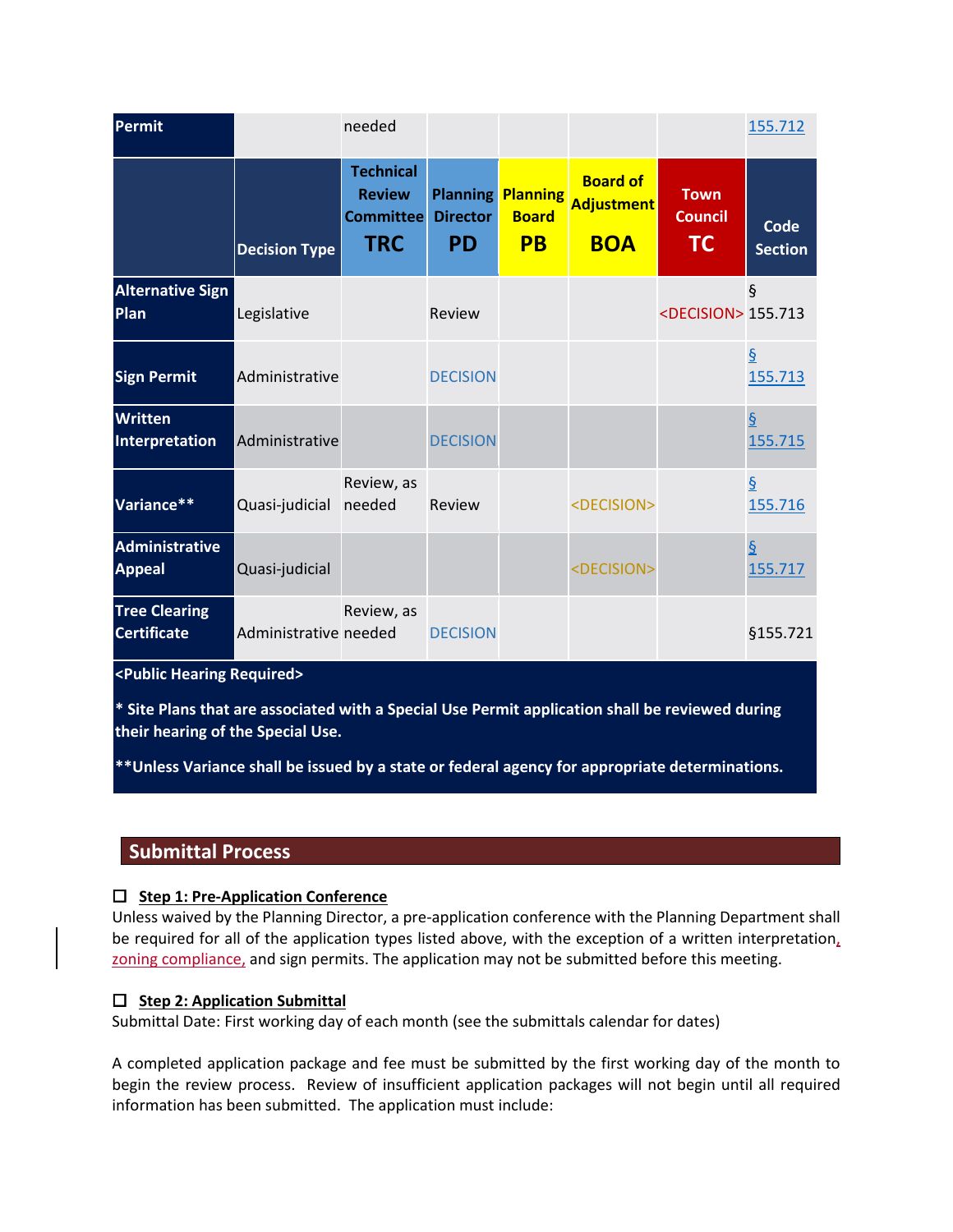| Permit | | needed | | | | | 155.712 |
|---|---|---|---|---|---|---|---|
| | **Decision Type** | **Technical Review Committee TRC** | **Planning Director PD** | **Planning Board PB** | **Board of Adjustment BOA** | **Town Council TC** | **Code Section** |
| **Alternative Sign Plan** | Legislative | | Review | | | <DECISION> | § 155.713 |
| **Sign Permit** | Administrative | | DECISION | | | | § 155.713 |
| **Written Interpretation** | Administrative | | DECISION | | | | § 155.715 |
| **Variance**** | Quasi-judicial | Review, as needed | Review | | <DECISION> | | § 155.716 |
| **Administrative Appeal** | Quasi-judicial | | | | <DECISION> | | § 155.717 |
| **Tree Clearing Certificate** | Administrative | Review, as needed | DECISION | | | | §155.721 |

**<Public Hearing Required>**

**\* Site Plans that are associated with a Special Use Permit application shall be reviewed during their hearing of the Special Use.**

**\*\*Unless Variance shall be issued by a state or federal agency for appropriate determinations.**

## Submittal Process

☐ **Step 1: Pre-Application Conference**

Unless waived by the Planning Director, a pre-application conference with the Planning Department shall be required for all of the application types listed above, with the exception of a written interpretation, zoning compliance, and sign permits. The application may not be submitted before this meeting.

☐ **Step 2: Application Submittal**

Submittal Date: First working day of each month (see the submittals calendar for dates)

A completed application package and fee must be submitted by the first working day of the month to begin the review process. Review of insufficient application packages will not begin until all required information has been submitted. The application must include: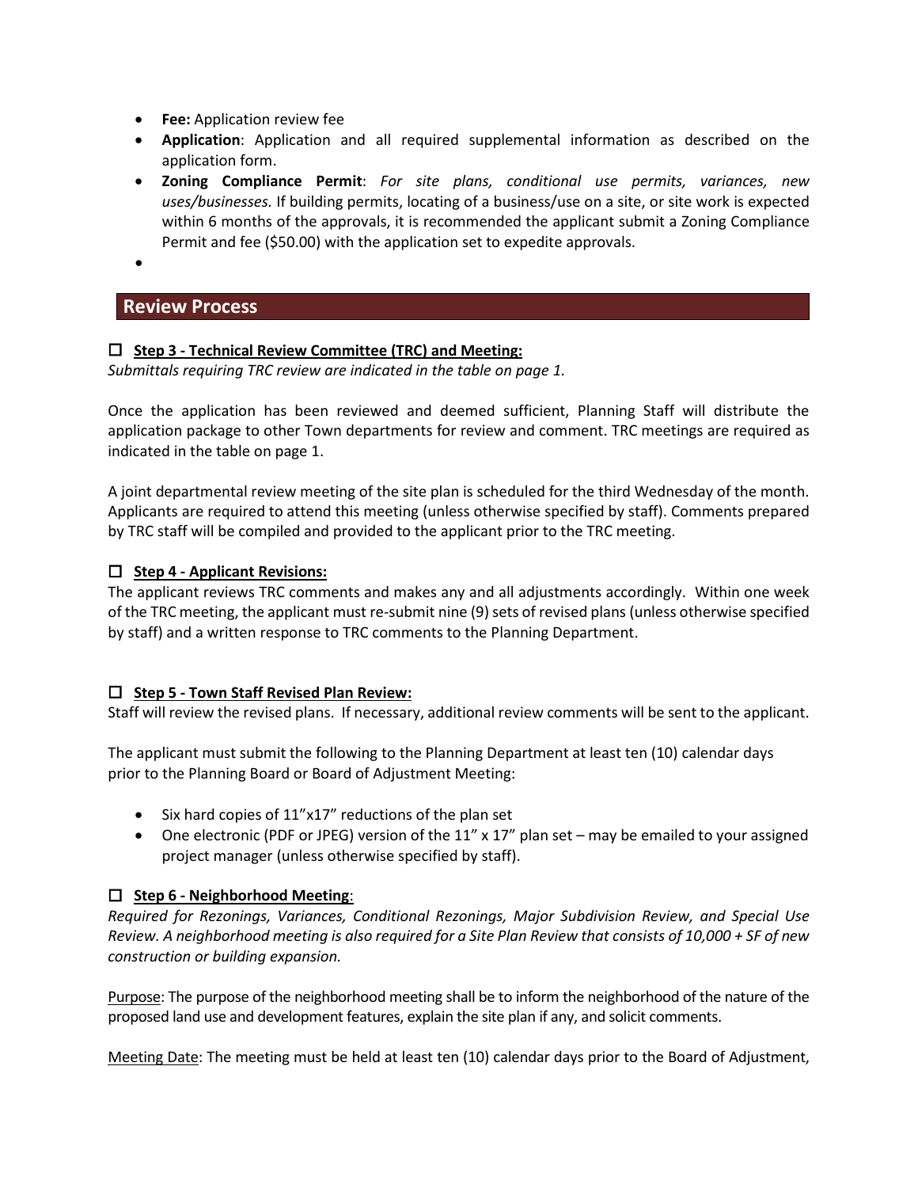- **Fee:** Application review fee
- **Application**: Application and all required supplemental information as described on the application form.
- **Zoning Compliance Permit**: *For site plans, conditional use permits, variances, new uses/businesses.* If building permits, locating of a business/use on a site, or site work is expected within 6 months of the approvals, it is recommended the applicant submit a Zoning Compliance Permit and fee ($50.00) with the application set to expedite approvals.
- 

## Review Process

☐ **Step 3 - Technical Review Committee (TRC) and Meeting:**

*Submittals requiring TRC review are indicated in the table on page 1.*

Once the application has been reviewed and deemed sufficient, Planning Staff will distribute the application package to other Town departments for review and comment. TRC meetings are required as indicated in the table on page 1.

A joint departmental review meeting of the site plan is scheduled for the third Wednesday of the month. Applicants are required to attend this meeting (unless otherwise specified by staff). Comments prepared by TRC staff will be compiled and provided to the applicant prior to the TRC meeting.

☐ **Step 4 - Applicant Revisions:**

The applicant reviews TRC comments and makes any and all adjustments accordingly. Within one week of the TRC meeting, the applicant must re-submit nine (9) sets of revised plans (unless otherwise specified by staff) and a written response to TRC comments to the Planning Department.

☐ **Step 5 - Town Staff Revised Plan Review:**

Staff will review the revised plans. If necessary, additional review comments will be sent to the applicant.

The applicant must submit the following to the Planning Department at least ten (10) calendar days prior to the Planning Board or Board of Adjustment Meeting:

- Six hard copies of 11"x17" reductions of the plan set
- One electronic (PDF or JPEG) version of the 11" x 17" plan set – may be emailed to your assigned project manager (unless otherwise specified by staff).

☐ **Step 6 - Neighborhood Meeting**:

*Required for Rezonings, Variances, Conditional Rezonings, Major Subdivision Review, and Special Use Review. A neighborhood meeting is also required for a Site Plan Review that consists of 10,000 + SF of new construction or building expansion.*

Purpose: The purpose of the neighborhood meeting shall be to inform the neighborhood of the nature of the proposed land use and development features, explain the site plan if any, and solicit comments.

Meeting Date: The meeting must be held at least ten (10) calendar days prior to the Board of Adjustment,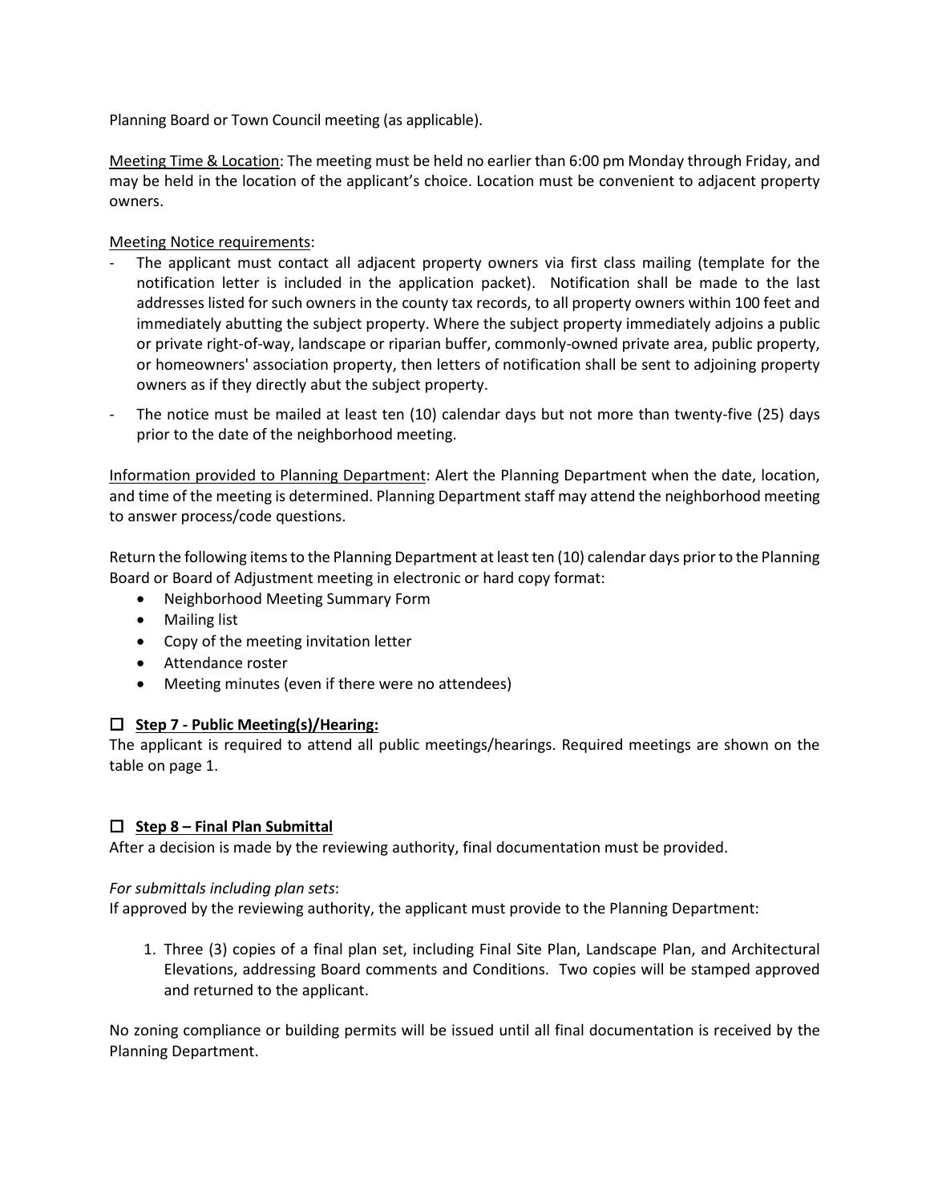Planning Board or Town Council meeting (as applicable).

Meeting Time & Location: The meeting must be held no earlier than 6:00 pm Monday through Friday, and may be held in the location of the applicant's choice. Location must be convenient to adjacent property owners.

Meeting Notice requirements:

- The applicant must contact all adjacent property owners via first class mailing (template for the notification letter is included in the application packet). Notification shall be made to the last addresses listed for such owners in the county tax records, to all property owners within 100 feet and immediately abutting the subject property. Where the subject property immediately adjoins a public or private right-of-way, landscape or riparian buffer, commonly-owned private area, public property, or homeowners' association property, then letters of notification shall be sent to adjoining property owners as if they directly abut the subject property.
- The notice must be mailed at least ten (10) calendar days but not more than twenty-five (25) days prior to the date of the neighborhood meeting.

Information provided to Planning Department: Alert the Planning Department when the date, location, and time of the meeting is determined. Planning Department staff may attend the neighborhood meeting to answer process/code questions.

Return the following items to the Planning Department at least ten (10) calendar days prior to the Planning Board or Board of Adjustment meeting in electronic or hard copy format:

- Neighborhood Meeting Summary Form
- Mailing list
- Copy of the meeting invitation letter
- Attendance roster
- Meeting minutes (even if there were no attendees)

☐ **Step 7 - Public Meeting(s)/Hearing:**

The applicant is required to attend all public meetings/hearings. Required meetings are shown on the table on page 1.

☐ **Step 8 – Final Plan Submittal**

After a decision is made by the reviewing authority, final documentation must be provided.

*For submittals including plan sets*:

If approved by the reviewing authority, the applicant must provide to the Planning Department:

1. Three (3) copies of a final plan set, including Final Site Plan, Landscape Plan, and Architectural Elevations, addressing Board comments and Conditions. Two copies will be stamped approved and returned to the applicant.

No zoning compliance or building permits will be issued until all final documentation is received by the Planning Department.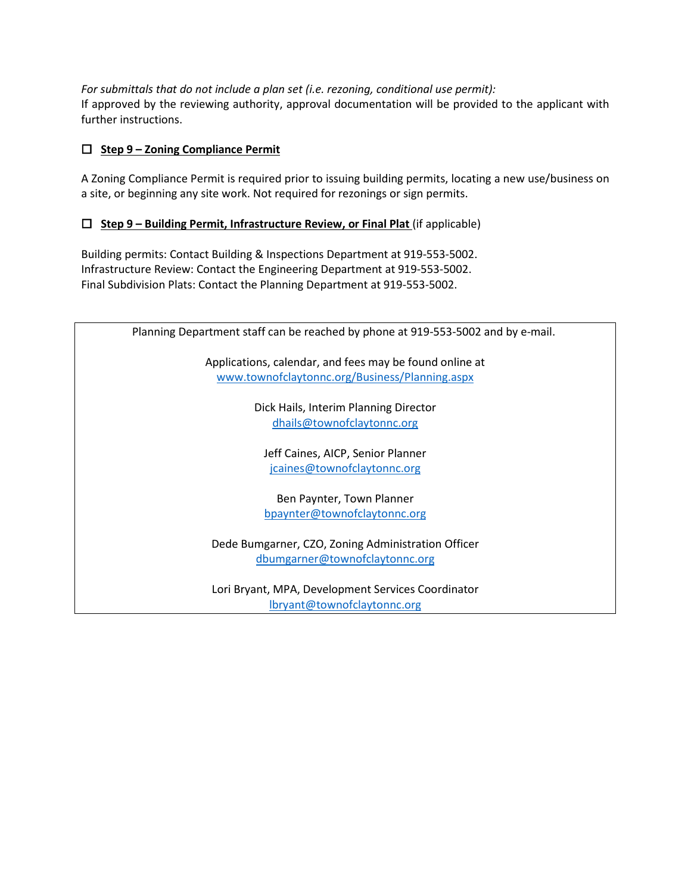*For submittals that do not include a plan set (i.e. rezoning, conditional use permit):*
If approved by the reviewing authority, approval documentation will be provided to the applicant with further instructions.

☐ **Step 9 – Zoning Compliance Permit**

A Zoning Compliance Permit is required prior to issuing building permits, locating a new use/business on a site, or beginning any site work. Not required for rezonings or sign permits.

☐ **Step 9 – Building Permit, Infrastructure Review, or Final Plat** (if applicable)

Building permits: Contact Building & Inspections Department at 919-553-5002.
Infrastructure Review: Contact the Engineering Department at 919-553-5002.
Final Subdivision Plats: Contact the Planning Department at 919-553-5002.

---

Planning Department staff can be reached by phone at 919-553-5002 and by e-mail.

Applications, calendar, and fees may be found online at
www.townofclaytonnc.org/Business/Planning.aspx

Dick Hails, Interim Planning Director
dhails@townofclaytonnc.org

Jeff Caines, AICP, Senior Planner
jcaines@townofclaytonnc.org

Ben Paynter, Town Planner
bpaynter@townofclaytonnc.org

Dede Bumgarner, CZO, Zoning Administration Officer
dbumgarner@townofclaytonnc.org

Lori Bryant, MPA, Development Services Coordinator
lbryant@townofclaytonnc.org